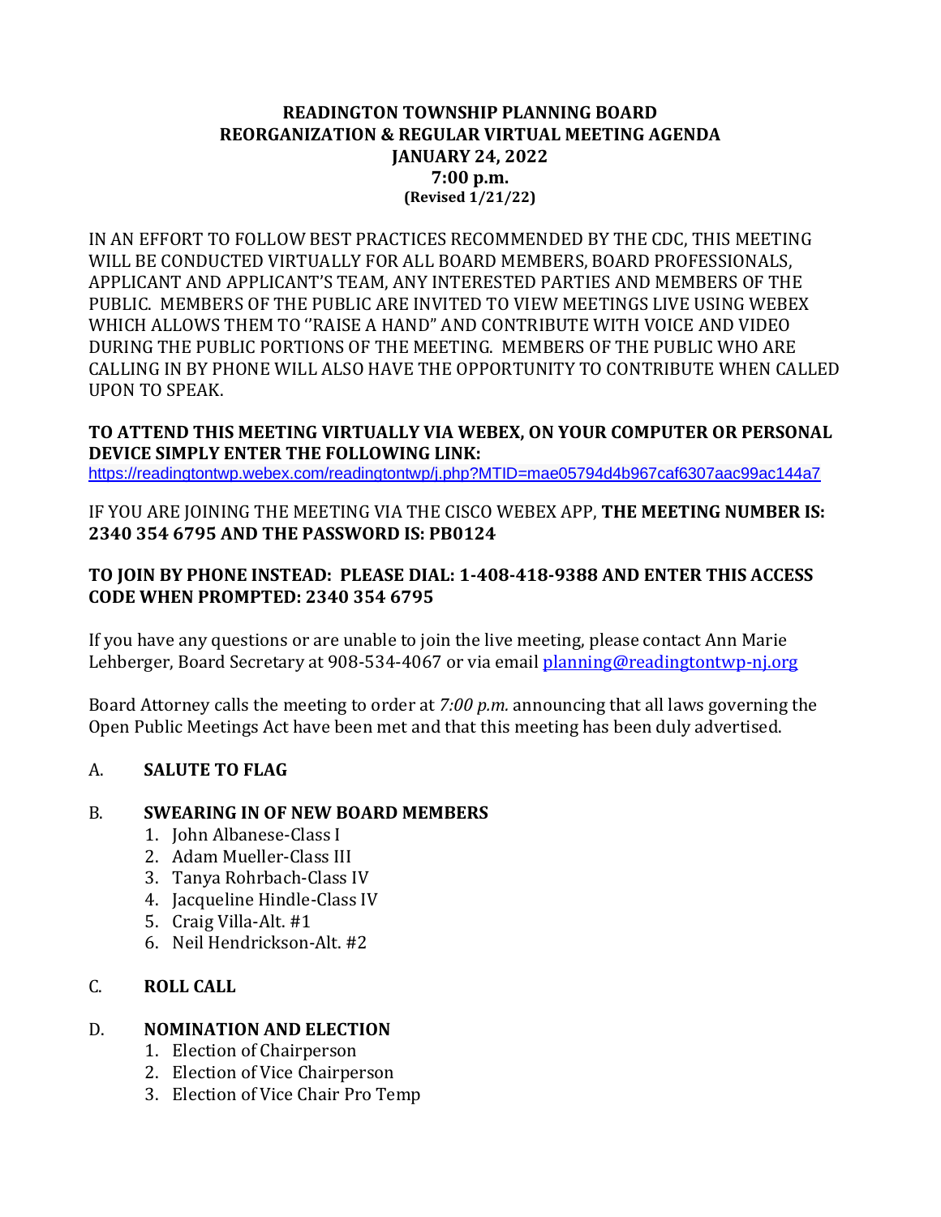# READINGTON TOWNSHIP PLANNING BOARD
## REORGANIZATION & REGULAR VIRTUAL MEETING AGENDA
## JANUARY 24, 2022
## 7:00 p.m.
**(Revised 1/21/22)**

IN AN EFFORT TO FOLLOW BEST PRACTICES RECOMMENDED BY THE CDC, THIS MEETING WILL BE CONDUCTED VIRTUALLY FOR ALL BOARD MEMBERS, BOARD PROFESSIONALS, APPLICANT AND APPLICANT'S TEAM, ANY INTERESTED PARTIES AND MEMBERS OF THE PUBLIC. MEMBERS OF THE PUBLIC ARE INVITED TO VIEW MEETINGS LIVE USING WEBEX WHICH ALLOWS THEM TO ''RAISE A HAND" AND CONTRIBUTE WITH VOICE AND VIDEO DURING THE PUBLIC PORTIONS OF THE MEETING. MEMBERS OF THE PUBLIC WHO ARE CALLING IN BY PHONE WILL ALSO HAVE THE OPPORTUNITY TO CONTRIBUTE WHEN CALLED UPON TO SPEAK.

**TO ATTEND THIS MEETING VIRTUALLY VIA WEBEX, ON YOUR COMPUTER OR PERSONAL DEVICE SIMPLY ENTER THE FOLLOWING LINK:**
https://readingtontwp.webex.com/readingtontwp/j.php?MTID=mae05794d4b967caf6307aac99ac144a7

IF YOU ARE JOINING THE MEETING VIA THE CISCO WEBEX APP, **THE MEETING NUMBER IS: 2340 354 6795 AND THE PASSWORD IS: PB0124**

**TO JOIN BY PHONE INSTEAD: PLEASE DIAL: 1-408-418-9388 AND ENTER THIS ACCESS CODE WHEN PROMPTED: 2340 354 6795**

If you have any questions or are unable to join the live meeting, please contact Ann Marie Lehberger, Board Secretary at 908-534-4067 or via email planning@readingtontwp-nj.org

Board Attorney calls the meeting to order at *7:00 p.m.* announcing that all laws governing the Open Public Meetings Act have been met and that this meeting has been duly advertised.

A. **SALUTE TO FLAG**

B. **SWEARING IN OF NEW BOARD MEMBERS**
1. John Albanese-Class I
2. Adam Mueller-Class III
3. Tanya Rohrbach-Class IV
4. Jacqueline Hindle-Class IV
5. Craig Villa-Alt. #1
6. Neil Hendrickson-Alt. #2

C. **ROLL CALL**

D. **NOMINATION AND ELECTION**
1. Election of Chairperson
2. Election of Vice Chairperson
3. Election of Vice Chair Pro Temp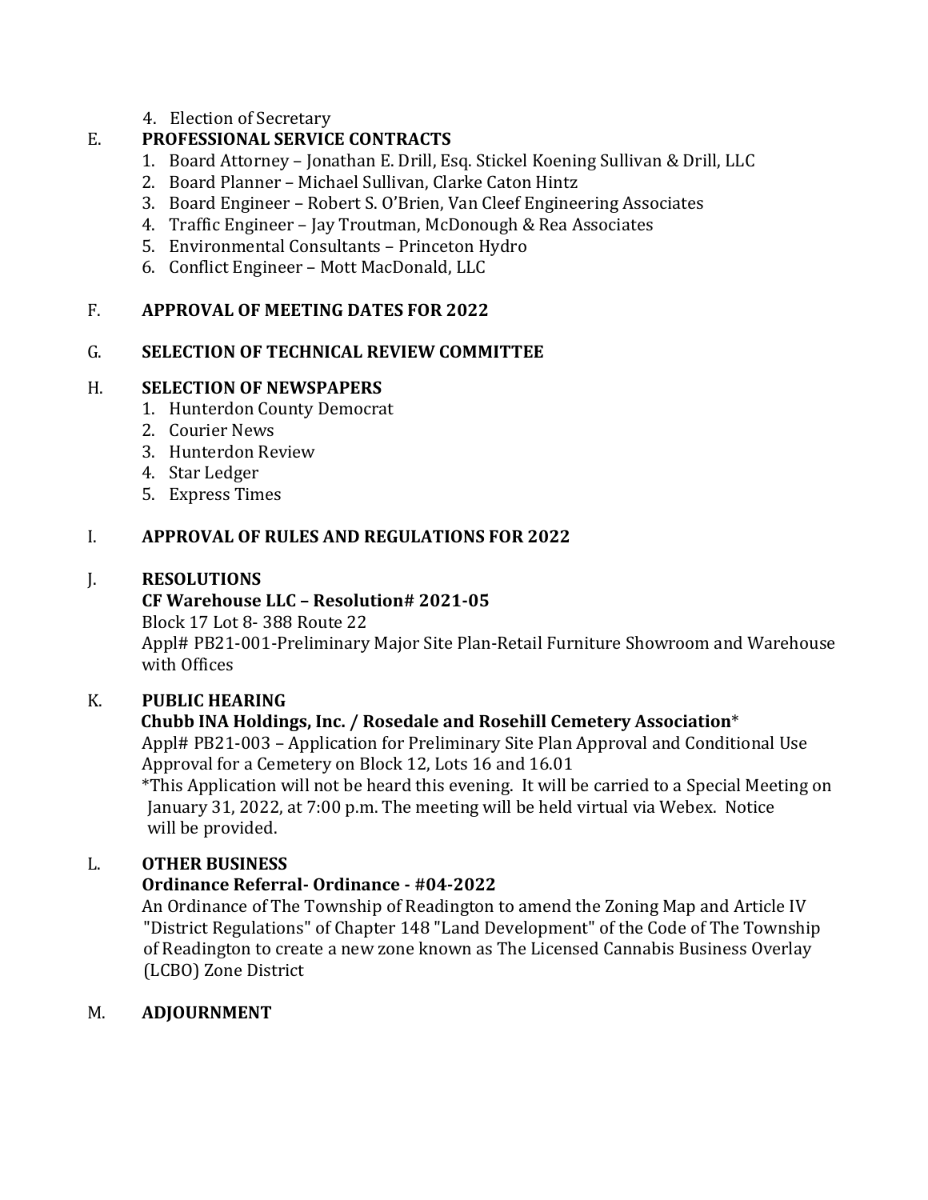4. Election of Secretary

E. **PROFESSIONAL SERVICE CONTRACTS**

1. Board Attorney – Jonathan E. Drill, Esq. Stickel Koening Sullivan & Drill, LLC
2. Board Planner – Michael Sullivan, Clarke Caton Hintz
3. Board Engineer – Robert S. O'Brien, Van Cleef Engineering Associates
4. Traffic Engineer – Jay Troutman, McDonough & Rea Associates
5. Environmental Consultants – Princeton Hydro
6. Conflict Engineer – Mott MacDonald, LLC

F. **APPROVAL OF MEETING DATES FOR 2022**

G. **SELECTION OF TECHNICAL REVIEW COMMITTEE**

H. **SELECTION OF NEWSPAPERS**

1. Hunterdon County Democrat
2. Courier News
3. Hunterdon Review
4. Star Ledger
5. Express Times

I. **APPROVAL OF RULES AND REGULATIONS FOR 2022**

J. **RESOLUTIONS**

**CF Warehouse LLC – Resolution# 2021-05**
Block 17 Lot 8- 388 Route 22
Appl# PB21-001-Preliminary Major Site Plan-Retail Furniture Showroom and Warehouse with Offices

K. **PUBLIC HEARING**

**Chubb INA Holdings, Inc. / Rosedale and Rosehill Cemetery Association***
Appl# PB21-003 – Application for Preliminary Site Plan Approval and Conditional Use Approval for a Cemetery on Block 12, Lots 16 and 16.01
*This Application will not be heard this evening. It will be carried to a Special Meeting on January 31, 2022, at 7:00 p.m. The meeting will be held virtual via Webex. Notice will be provided.

L. **OTHER BUSINESS**

**Ordinance Referral- Ordinance - #04-2022**
An Ordinance of The Township of Readington to amend the Zoning Map and Article IV "District Regulations" of Chapter 148 "Land Development" of the Code of The Township of Readington to create a new zone known as The Licensed Cannabis Business Overlay (LCBO) Zone District

M. **ADJOURNMENT**